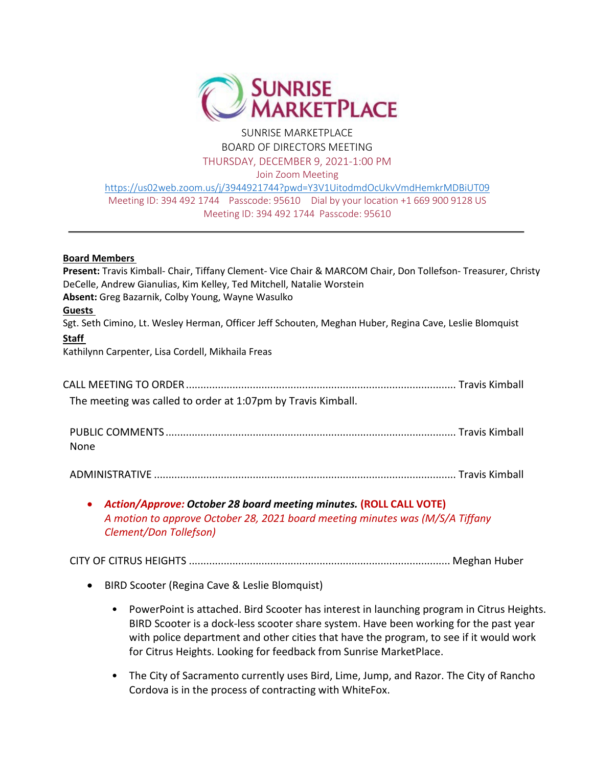SUNRISE MARKETPLACE
BOARD OF DIRECTORS MEETING
THURSDAY, DECEMBER 9, 2021-1:00 PM
Join Zoom Meeting
https://us02web.zoom.us/j/3944921744?pwd=Y3V1UitodmdOcUkvVmdHemkrMDBiUT09
Meeting ID: 394 492 1744 Passcode: 95610 Dial by your location +1 669 900 9128 US
Meeting ID: 394 492 1744 Passcode: 95610

---

**Board Members**
**Present:** Travis Kimball- Chair, Tiffany Clement- Vice Chair & MARCOM Chair, Don Tollefson- Treasurer, Christy DeCelle, Andrew Gianulias, Kim Kelley, Ted Mitchell, Natalie Worstein
**Absent:** Greg Bazarnik, Colby Young, Wayne Wasulko

**Guests**
Sgt. Seth Cimino, Lt. Wesley Herman, Officer Jeff Schouten, Meghan Huber, Regina Cave, Leslie Blomquist

**Staff**
Kathilynn Carpenter, Lisa Cordell, Mikhaila Freas

CALL MEETING TO ORDER .......................................................................................... Travis Kimball

The meeting was called to order at 1:07pm by Travis Kimball.

PUBLIC COMMENTS .......................................................................................... Travis Kimball

None

ADMINISTRATIVE .......................................................................................... Travis Kimball

- ***Action/Approve:* October 28 board meeting minutes. (ROLL CALL VOTE)**
  *A motion to approve October 28, 2021 board meeting minutes was (M/S/A Tiffany Clement/Don Tollefson)*

CITY OF CITRUS HEIGHTS .......................................................................................... Meghan Huber

- BIRD Scooter (Regina Cave & Leslie Blomquist)
  - PowerPoint is attached. Bird Scooter has interest in launching program in Citrus Heights. BIRD Scooter is a dock-less scooter share system. Have been working for the past year with police department and other cities that have the program, to see if it would work for Citrus Heights. Looking for feedback from Sunrise MarketPlace.
  - The City of Sacramento currently uses Bird, Lime, Jump, and Razor. The City of Rancho Cordova is in the process of contracting with WhiteFox.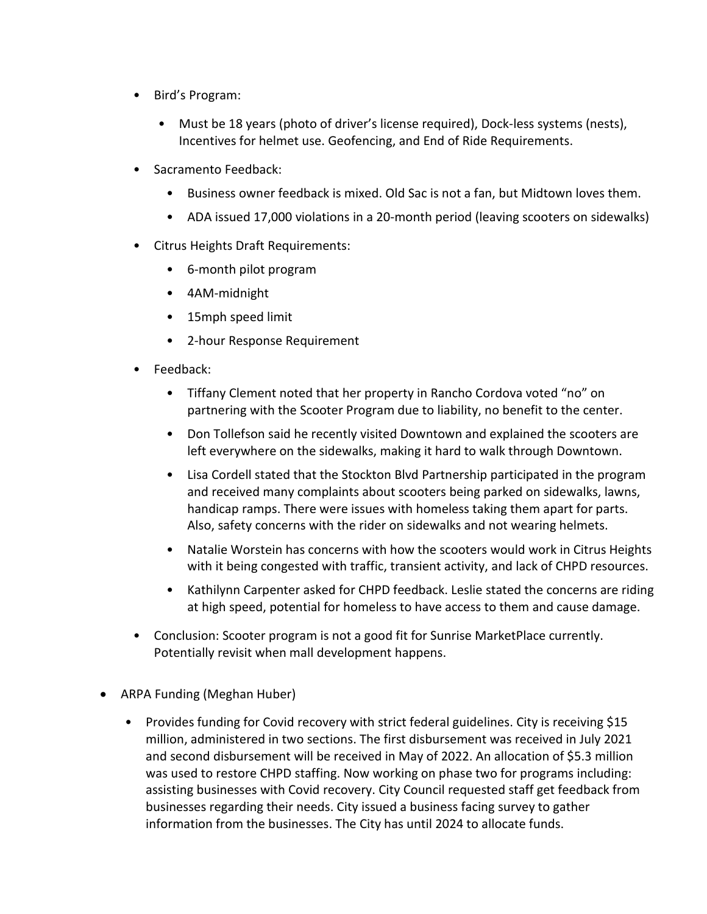- Bird's Program:
  - Must be 18 years (photo of driver's license required), Dock-less systems (nests), Incentives for helmet use. Geofencing, and End of Ride Requirements.
- Sacramento Feedback:
  - Business owner feedback is mixed. Old Sac is not a fan, but Midtown loves them.
  - ADA issued 17,000 violations in a 20-month period (leaving scooters on sidewalks)
- Citrus Heights Draft Requirements:
  - 6-month pilot program
  - 4AM-midnight
  - 15mph speed limit
  - 2-hour Response Requirement
- Feedback:
  - Tiffany Clement noted that her property in Rancho Cordova voted "no" on partnering with the Scooter Program due to liability, no benefit to the center.
  - Don Tollefson said he recently visited Downtown and explained the scooters are left everywhere on the sidewalks, making it hard to walk through Downtown.
  - Lisa Cordell stated that the Stockton Blvd Partnership participated in the program and received many complaints about scooters being parked on sidewalks, lawns, handicap ramps. There were issues with homeless taking them apart for parts. Also, safety concerns with the rider on sidewalks and not wearing helmets.
  - Natalie Worstein has concerns with how the scooters would work in Citrus Heights with it being congested with traffic, transient activity, and lack of CHPD resources.
  - Kathilynn Carpenter asked for CHPD feedback. Leslie stated the concerns are riding at high speed, potential for homeless to have access to them and cause damage.
- Conclusion: Scooter program is not a good fit for Sunrise MarketPlace currently. Potentially revisit when mall development happens.

- ARPA Funding (Meghan Huber)
  - Provides funding for Covid recovery with strict federal guidelines. City is receiving $15 million, administered in two sections. The first disbursement was received in July 2021 and second disbursement will be received in May of 2022. An allocation of $5.3 million was used to restore CHPD staffing. Now working on phase two for programs including: assisting businesses with Covid recovery. City Council requested staff get feedback from businesses regarding their needs. City issued a business facing survey to gather information from the businesses. The City has until 2024 to allocate funds.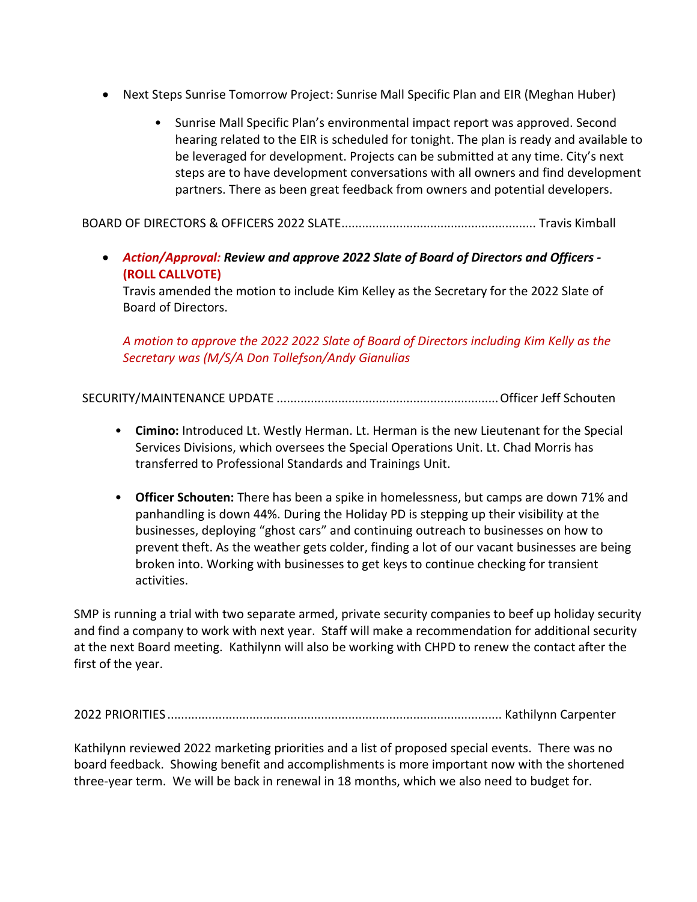- Next Steps Sunrise Tomorrow Project: Sunrise Mall Specific Plan and EIR (Meghan Huber)

    - Sunrise Mall Specific Plan's environmental impact report was approved. Second hearing related to the EIR is scheduled for tonight. The plan is ready and available to be leveraged for development. Projects can be submitted at any time. City's next steps are to have development conversations with all owners and find development partners. There as been great feedback from owners and potential developers.

BOARD OF DIRECTORS & OFFICERS 2022 SLATE........................................................ Travis Kimball

- ***Action/Approval:*** ***Review and approve 2022 Slate of Board of Directors and Officers - (ROLL CALLVOTE)***

  Travis amended the motion to include Kim Kelley as the Secretary for the 2022 Slate of Board of Directors.

  *A motion to approve the 2022 2022 Slate of Board of Directors including Kim Kelly as the Secretary was (M/S/A Don Tollefson/Andy Gianulias*

SECURITY/MAINTENANCE UPDATE ................................................................ Officer Jeff Schouten

- **Cimino:** Introduced Lt. Westly Herman. Lt. Herman is the new Lieutenant for the Special Services Divisions, which oversees the Special Operations Unit. Lt. Chad Morris has transferred to Professional Standards and Trainings Unit.

- **Officer Schouten:** There has been a spike in homelessness, but camps are down 71% and panhandling is down 44%. During the Holiday PD is stepping up their visibility at the businesses, deploying "ghost cars" and continuing outreach to businesses on how to prevent theft. As the weather gets colder, finding a lot of our vacant businesses are being broken into. Working with businesses to get keys to continue checking for transient activities.

SMP is running a trial with two separate armed, private security companies to beef up holiday security and find a company to work with next year. Staff will make a recommendation for additional security at the next Board meeting. Kathilynn will also be working with CHPD to renew the contact after the first of the year.

2022 PRIORITIES................................................................................................ Kathilynn Carpenter

Kathilynn reviewed 2022 marketing priorities and a list of proposed special events. There was no board feedback. Showing benefit and accomplishments is more important now with the shortened three-year term. We will be back in renewal in 18 months, which we also need to budget for.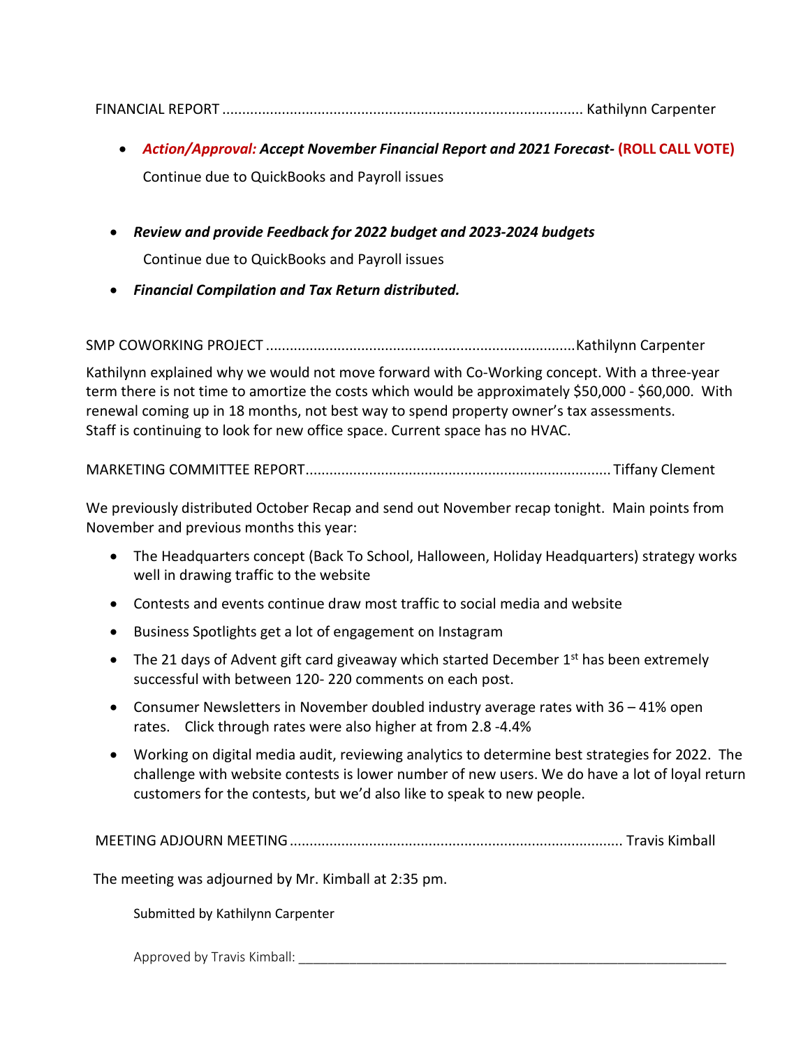FINANCIAL REPORT .......................................................................................... Kathilynn Carpenter

- ***Action/Approval:* Accept November Financial Report and 2021 Forecast- (ROLL CALL VOTE)**

  Continue due to QuickBooks and Payroll issues

- ***Review and provide Feedback for 2022 budget and 2023-2024 budgets***

  Continue due to QuickBooks and Payroll issues

- ***Financial Compilation and Tax Return distributed.***

SMP COWORKING PROJECT .............................................................................Kathilynn Carpenter

Kathilynn explained why we would not move forward with Co-Working concept. With a three-year term there is not time to amortize the costs which would be approximately $50,000 - $60,000. With renewal coming up in 18 months, not best way to spend property owner's tax assessments. Staff is continuing to look for new office space. Current space has no HVAC.

MARKETING COMMITTEE REPORT............................................................................ Tiffany Clement

We previously distributed October Recap and send out November recap tonight. Main points from November and previous months this year:

- The Headquarters concept (Back To School, Halloween, Holiday Headquarters) strategy works well in drawing traffic to the website
- Contests and events continue draw most traffic to social media and website
- Business Spotlights get a lot of engagement on Instagram
- The 21 days of Advent gift card giveaway which started December 1st has been extremely successful with between 120- 220 comments on each post.
- Consumer Newsletters in November doubled industry average rates with 36 – 41% open rates. Click through rates were also higher at from 2.8 -4.4%
- Working on digital media audit, reviewing analytics to determine best strategies for 2022. The challenge with website contests is lower number of new users. We do have a lot of loyal return customers for the contests, but we'd also like to speak to new people.

MEETING ADJOURN MEETING.................................................................................. Travis Kimball

The meeting was adjourned by Mr. Kimball at 2:35 pm.

Submitted by Kathilynn Carpenter

Approved by Travis Kimball: ____________________________________________________________